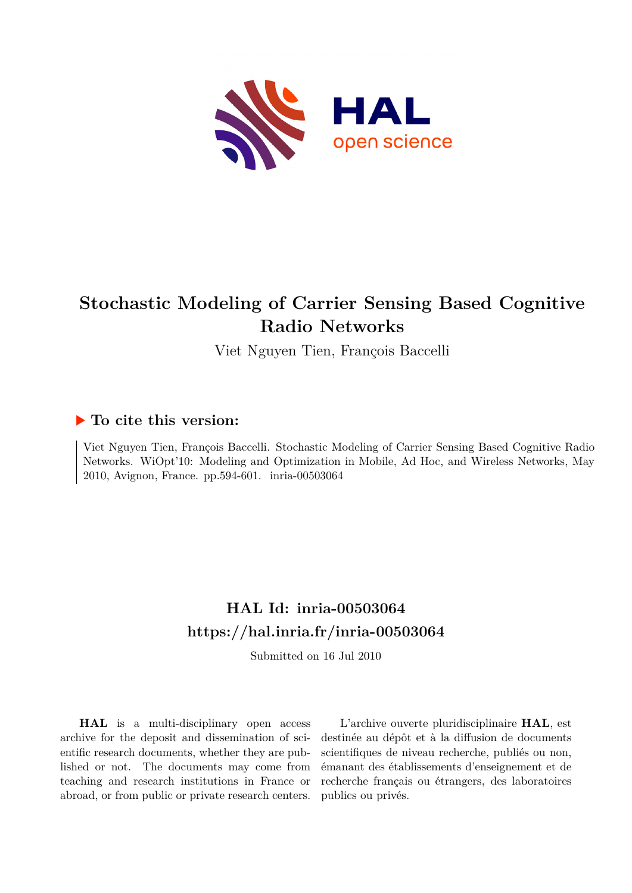# Stochastic Modeling of Carrier Sensing Based Cognitive Radio Networks

Viet Nguyen Tien, François Baccelli

## ▶ To cite this version:

Viet Nguyen Tien, François Baccelli. Stochastic Modeling of Carrier Sensing Based Cognitive Radio Networks. WiOpt'10: Modeling and Optimization in Mobile, Ad Hoc, and Wireless Networks, May 2010, Avignon, France. pp.594-601. inria-00503064

## HAL Id: inria-00503064

## https://hal.inria.fr/inria-00503064

Submitted on 16 Jul 2010

**HAL** is a multi-disciplinary open access archive for the deposit and dissemination of scientific research documents, whether they are published or not. The documents may come from teaching and research institutions in France or abroad, or from public or private research centers.

L'archive ouverte pluridisciplinaire **HAL**, est destinée au dépôt et à la diffusion de documents scientifiques de niveau recherche, publiés ou non, émanant des établissements d'enseignement et de recherche français ou étrangers, des laboratoires publics ou privés.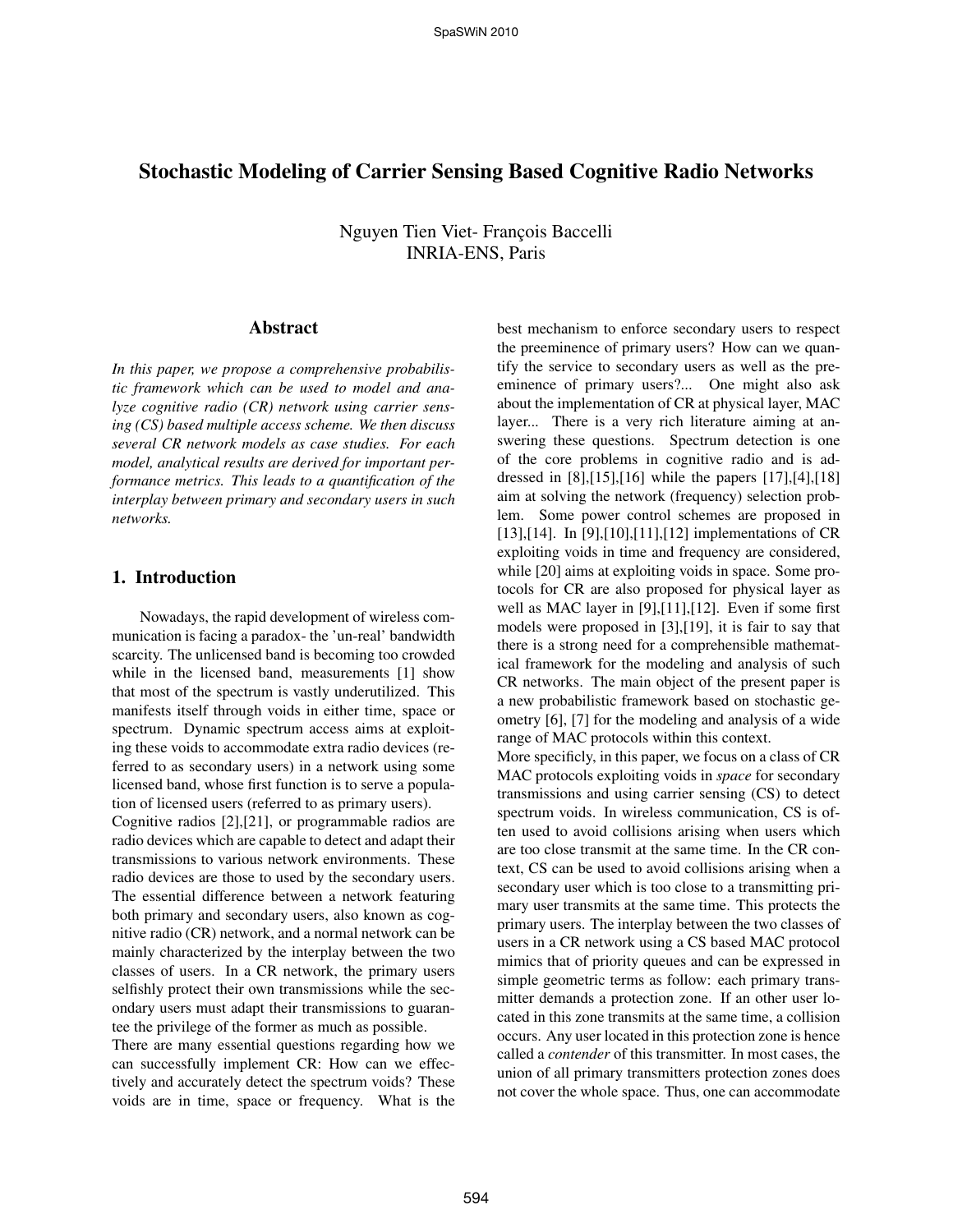# Stochastic Modeling of Carrier Sensing Based Cognitive Radio Networks

Nguyen Tien Viet- François Baccelli
INRIA-ENS, Paris

## Abstract

*In this paper, we propose a comprehensive probabilistic framework which can be used to model and analyze cognitive radio (CR) network using carrier sensing (CS) based multiple access scheme. We then discuss several CR network models as case studies. For each model, analytical results are derived for important performance metrics. This leads to a quantification of the interplay between primary and secondary users in such networks.*

## 1. Introduction

Nowadays, the rapid development of wireless communication is facing a paradox- the 'un-real' bandwidth scarcity. The unlicensed band is becoming too crowded while in the licensed band, measurements [1] show that most of the spectrum is vastly underutilized. This manifests itself through voids in either time, space or spectrum. Dynamic spectrum access aims at exploiting these voids to accommodate extra radio devices (referred to as secondary users) in a network using some licensed band, whose first function is to serve a population of licensed users (referred to as primary users).

Cognitive radios [2],[21], or programmable radios are radio devices which are capable to detect and adapt their transmissions to various network environments. These radio devices are those to used by the secondary users. The essential difference between a network featuring both primary and secondary users, also known as cognitive radio (CR) network, and a normal network can be mainly characterized by the interplay between the two classes of users. In a CR network, the primary users selfishly protect their own transmissions while the secondary users must adapt their transmissions to guarantee the privilege of the former as much as possible.

There are many essential questions regarding how we can successfully implement CR: How can we effectively and accurately detect the spectrum voids? These voids are in time, space or frequency. What is the best mechanism to enforce secondary users to respect the preeminence of primary users? How can we quantify the service to secondary users as well as the preeminence of primary users?... One might also ask about the implementation of CR at physical layer, MAC layer... There is a very rich literature aiming at answering these questions. Spectrum detection is one of the core problems in cognitive radio and is addressed in [8],[15],[16] while the papers [17],[4],[18] aim at solving the network (frequency) selection problem. Some power control schemes are proposed in [13],[14]. In [9],[10],[11],[12] implementations of CR exploiting voids in time and frequency are considered, while [20] aims at exploiting voids in space. Some protocols for CR are also proposed for physical layer as well as MAC layer in [9],[11],[12]. Even if some first models were proposed in [3],[19], it is fair to say that there is a strong need for a comprehensible mathematical framework for the modeling and analysis of such CR networks. The main object of the present paper is a new probabilistic framework based on stochastic geometry [6], [7] for the modeling and analysis of a wide range of MAC protocols within this context.

More specificly, in this paper, we focus on a class of CR MAC protocols exploiting voids in *space* for secondary transmissions and using carrier sensing (CS) to detect spectrum voids. In wireless communication, CS is often used to avoid collisions arising when users which are too close transmit at the same time. In the CR context, CS can be used to avoid collisions arising when a secondary user which is too close to a transmitting primary user transmits at the same time. This protects the primary users. The interplay between the two classes of users in a CR network using a CS based MAC protocol mimics that of priority queues and can be expressed in simple geometric terms as follow: each primary transmitter demands a protection zone. If an other user located in this zone transmits at the same time, a collision occurs. Any user located in this protection zone is hence called a *contender* of this transmitter. In most cases, the union of all primary transmitters protection zones does not cover the whole space. Thus, one can accommodate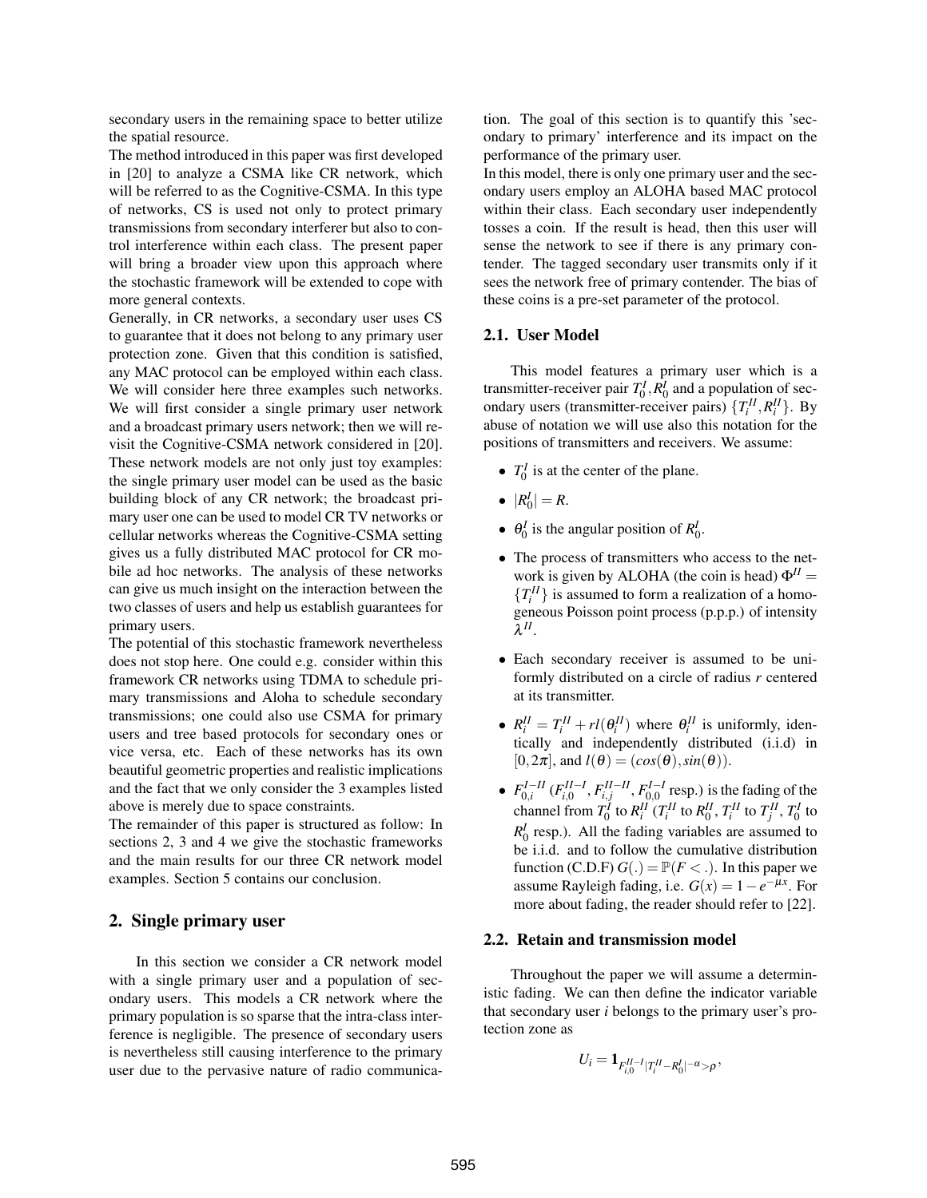secondary users in the remaining space to better utilize the spatial resource.

The method introduced in this paper was first developed in [20] to analyze a CSMA like CR network, which will be referred to as the Cognitive-CSMA. In this type of networks, CS is used not only to protect primary transmissions from secondary interferer but also to control interference within each class. The present paper will bring a broader view upon this approach where the stochastic framework will be extended to cope with more general contexts.

Generally, in CR networks, a secondary user uses CS to guarantee that it does not belong to any primary user protection zone. Given that this condition is satisfied, any MAC protocol can be employed within each class. We will consider here three examples such networks. We will first consider a single primary user network and a broadcast primary users network; then we will revisit the Cognitive-CSMA network considered in [20]. These network models are not only just toy examples: the single primary user model can be used as the basic building block of any CR network; the broadcast primary user one can be used to model CR TV networks or cellular networks whereas the Cognitive-CSMA setting gives us a fully distributed MAC protocol for CR mobile ad hoc networks. The analysis of these networks can give us much insight on the interaction between the two classes of users and help us establish guarantees for primary users.

The potential of this stochastic framework nevertheless does not stop here. One could e.g. consider within this framework CR networks using TDMA to schedule primary transmissions and Aloha to schedule secondary transmissions; one could also use CSMA for primary users and tree based protocols for secondary ones or vice versa, etc. Each of these networks has its own beautiful geometric properties and realistic implications and the fact that we only consider the 3 examples listed above is merely due to space constraints.

The remainder of this paper is structured as follow: In sections 2, 3 and 4 we give the stochastic frameworks and the main results for our three CR network model examples. Section 5 contains our conclusion.

## 2. Single primary user

In this section we consider a CR network model with a single primary user and a population of secondary users. This models a CR network where the primary population is so sparse that the intra-class interference is negligible. The presence of secondary users is nevertheless still causing interference to the primary user due to the pervasive nature of radio communication. The goal of this section is to quantify this 'secondary to primary' interference and its impact on the performance of the primary user.

In this model, there is only one primary user and the secondary users employ an ALOHA based MAC protocol within their class. Each secondary user independently tosses a coin. If the result is head, then this user will sense the network to see if there is any primary contender. The tagged secondary user transmits only if it sees the network free of primary contender. The bias of these coins is a pre-set parameter of the protocol.

### 2.1. User Model

This model features a primary user which is a transmitter-receiver pair $T_0^I, R_0^I$ and a population of secondary users (transmitter-receiver pairs) $\{T_i^{II}, R_i^{II}\}$. By abuse of notation we will use also this notation for the positions of transmitters and receivers. We assume:

- $T_0^I$ is at the center of the plane.
- $|R_0^I| = R$.
- $\theta_0^I$ is the angular position of $R_0^I$.
- The process of transmitters who access to the network is given by ALOHA (the coin is head) $\Phi^{II} = \{T_i^{II}\}$ is assumed to form a realization of a homogeneous Poisson point process (p.p.p.) of intensity $\lambda^{II}$.
- Each secondary receiver is assumed to be uniformly distributed on a circle of radius $r$ centered at its transmitter.
- $R_i^{II} = T_i^{II} + rl(\theta_i^{II})$ where $\theta_i^{II}$ is uniformly, identically and independently distributed (i.i.d) in $[0, 2\pi]$, and $l(\theta) = (cos(\theta), sin(\theta))$.
- $F_{0,i}^{I-II}$ ($F_{i,0}^{II-I}, F_{i,j}^{II-II}, F_{0,0}^{I-I}$ resp.) is the fading of the channel from $T_0^I$ to $R_i^{II}$ ($T_i^{II}$ to $R_0^{II}$, $T_i^{II}$ to $T_j^{II}$, $T_0^I$ to $R_0^I$ resp.). All the fading variables are assumed to be i.i.d. and to follow the cumulative distribution function (C.D.F) $G(.) = \mathbb{P}(F < .)$. In this paper we assume Rayleigh fading, i.e. $G(x) = 1 - e^{-\mu x}$. For more about fading, the reader should refer to [22].

### 2.2. Retain and transmission model

Throughout the paper we will assume a deterministic fading. We can then define the indicator variable that secondary user $i$ belongs to the primary user's protection zone as

$$U_i = \mathbf{1}_{F_{i,0}^{II-I}|T_i^{II} - R_0^I|^{-\alpha} > \rho},$$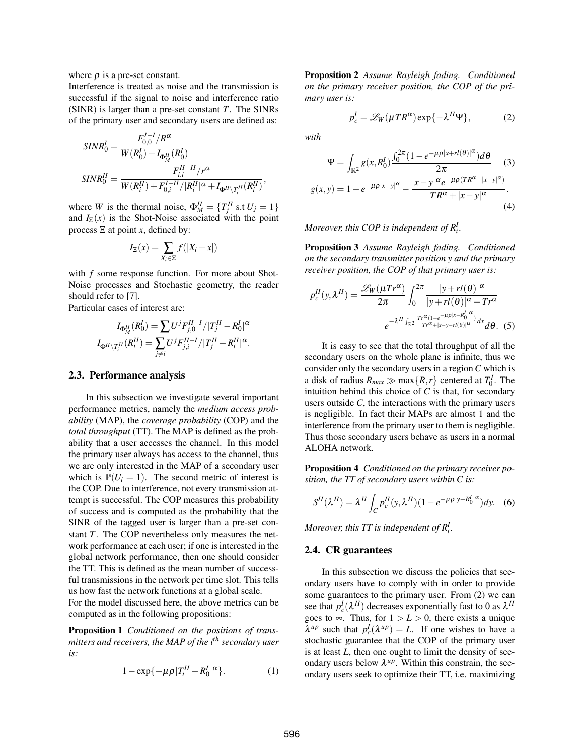where $\rho$ is a pre-set constant.

Interference is treated as noise and the transmission is successful if the signal to noise and interference ratio (SINR) is larger than a pre-set constant $T$. The SINRs of the primary user and secondary users are defined as:

$$SINR_0^I = \frac{F_{0,0}^{I-I}/R^\alpha}{W(R_0^I) + I_{\Phi_M^{II}}(R_0^I)}$$

$$SINR_0^{II} = \frac{F_{i,i}^{II-II}/r^\alpha}{W(R_i^{II}) + F_{0,i}^{I-II}/|R_i^{II}|^\alpha + I_{\Phi^{II}\setminus T_i^{II}}(R_i^{II})},$$

where $W$ is the thermal noise, $\Phi_M^{II} = \{T_j^{II} \text{ s.t } U_j = 1\}$ and $I_\Xi(x)$ is the Shot-Noise associated with the point process $\Xi$ at point $x$, defined by:

$$I_\Xi(x) = \sum_{X_i \in \Xi} f(|X_i - x|)$$

with $f$ some response function. For more about Shot-Noise processes and Stochastic geometry, the reader should refer to [7].

Particular cases of interest are:

$$I_{\Phi_M^{II}}(R_0^I) = \sum U^j F_{j,0}^{II-I}/|T_j^{II} - R_0^I|^\alpha$$

$$I_{\Phi^{II}\setminus T_i^{II}}(R_i^{II}) = \sum_{j \neq i} U^j F_{j,i}^{II-I}/|T_j^{II} - R_i^{II}|^\alpha.$$

### 2.3. Performance analysis

In this subsection we investigate several important performance metrics, namely the *medium access probability* (MAP), the *coverage probability* (COP) and the *total throughput* (TT). The MAP is defined as the probability that a user accesses the channel. In this model the primary user always has access to the channel, thus we are only interested in the MAP of a secondary user which is $\mathbb{P}(U_i = 1)$. The second metric of interest is the COP. Due to interference, not every transmission attempt is successful. The COP measures this probability of success and is computed as the probability that the SINR of the tagged user is larger than a pre-set constant $T$. The COP nevertheless only measures the network performance at each user; if one is interested in the global network performance, then one should consider the TT. This is defined as the mean number of successful transmissions in the network per time slot. This tells us how fast the network functions at a global scale.

For the model discussed here, the above metrics can be computed as in the following propositions:

**Proposition 1** *Conditioned on the positions of transmitters and receivers, the MAP of the $i^{th}$ secondary user is:*

$$1 - \exp\{-\mu\rho|T_i^{II} - R_0^I|^\alpha\}. \quad (1)$$

**Proposition 2** *Assume Rayleigh fading. Conditioned on the primary receiver position, the COP of the primary user is:*

$$p_c^I = \mathscr{L}_W(\mu T R^\alpha)\exp\{-\lambda^{II}\Psi\}, \quad (2)$$

*with*

$$\Psi = \int_{\mathbb{R}^2} g(x, R_0^I)\frac{\int_0^{2\pi}(1 - e^{-\mu\rho|x + rl(\theta)|^\alpha})d\theta}{2\pi} \quad (3)$$

$$g(x,y) = 1 - e^{-\mu\rho|x-y|^\alpha} - \frac{|x-y|^\alpha e^{-\mu\rho(TR^\alpha + |x-y|^\alpha)}}{TR^\alpha + |x-y|^\alpha}. \quad (4)$$

*Moreover, this COP is independent of $R_i^I$.*

**Proposition 3** *Assume Rayleigh fading. Conditioned on the secondary transmitter position y and the primary receiver position, the COP of that primary user is:*

$$p_c^{II}(y, \lambda^{II}) = \frac{\mathscr{L}_W(\mu T r^\alpha)}{2\pi}\int_0^{2\pi} \frac{|y + rl(\theta)|^\alpha}{|y + rl(\theta)|^\alpha + Tr^\alpha} e^{-\lambda^{II}\int_{\mathbb{R}^2}\frac{Tr^\alpha(1 - e^{-\mu\rho|x - R_0^I|^\alpha})}{Tr^\alpha + |x - y - rl(\theta)|^\alpha}dx} d\theta. \quad (5)$$

It is easy to see that the total throughput of all the secondary users on the whole plane is infinite, thus we consider only the secondary users in a region $C$ which is a disk of radius $R_{max} \gg \max\{R, r\}$ centered at $T_0^I$. The intuition behind this choice of $C$ is that, for secondary users outside $C$, the interactions with the primary users is negligible. In fact their MAPs are almost 1 and the interference from the primary user to them is negligible. Thus those secondary users behave as users in a normal ALOHA network.

**Proposition 4** *Conditioned on the primary receiver position, the TT of secondary users within C is:*

$$S^{II}(\lambda^{II}) = \lambda^{II}\int_C p_c^{II}(y, \lambda^{II})(1 - e^{-\mu\rho|y - R_0^I|^\alpha})dy. \quad (6)$$

*Moreover, this TT is independent of $R_i^I$.*

### 2.4. CR guarantees

In this subsection we discuss the policies that secondary users have to comply with in order to provide some guarantees to the primary user. From (2) we can see that $p_c^I(\lambda^{II})$ decreases exponentially fast to 0 as $\lambda^{II}$ goes to $\infty$. Thus, for $1 > L > 0$, there exists a unique $\lambda^{up}$ such that $p_c^I(\lambda^{up}) = L$. If one wishes to have a stochastic guarantee that the COP of the primary user is at least $L$, then one ought to limit the density of secondary users below $\lambda^{up}$. Within this constrain, the secondary users seek to optimize their TT, i.e. maximizing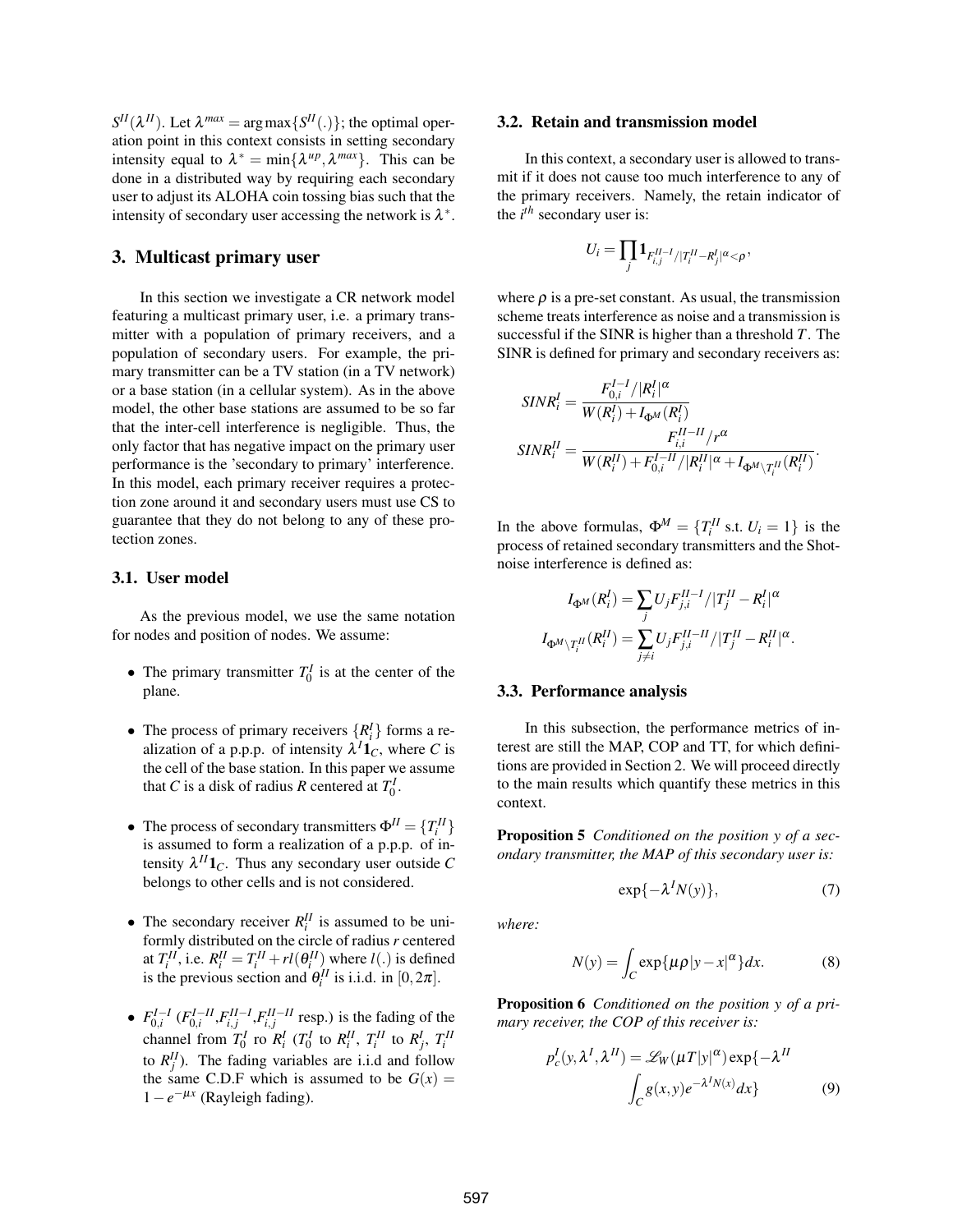$S^{II}(\lambda^{II})$. Let $\lambda^{max} = \arg\max\{S^{II}(.)\}$; the optimal operation point in this context consists in setting secondary intensity equal to $\lambda^* = \min\{\lambda^{up}, \lambda^{max}\}$. This can be done in a distributed way by requiring each secondary user to adjust its ALOHA coin tossing bias such that the intensity of secondary user accessing the network is $\lambda^*$.

## 3. Multicast primary user

In this section we investigate a CR network model featuring a multicast primary user, i.e. a primary transmitter with a population of primary receivers, and a population of secondary users. For example, the primary transmitter can be a TV station (in a TV network) or a base station (in a cellular system). As in the above model, the other base stations are assumed to be so far that the inter-cell interference is negligible. Thus, the only factor that has negative impact on the primary user performance is the 'secondary to primary' interference. In this model, each primary receiver requires a protection zone around it and secondary users must use CS to guarantee that they do not belong to any of these protection zones.

### 3.1. User model

As the previous model, we use the same notation for nodes and position of nodes. We assume:

- The primary transmitter $T_0^I$ is at the center of the plane.
- The process of primary receivers $\{R_i^I\}$ forms a realization of a p.p.p. of intensity $\lambda^I \mathbf{1}_C$, where $C$ is the cell of the base station. In this paper we assume that $C$ is a disk of radius $R$ centered at $T_0^I$.
- The process of secondary transmitters $\Phi^{II} = \{T_i^{II}\}$ is assumed to form a realization of a p.p.p. of intensity $\lambda^{II}\mathbf{1}_C$. Thus any secondary user outside $C$ belongs to other cells and is not considered.
- The secondary receiver $R_i^{II}$ is assumed to be uniformly distributed on the circle of radius $r$ centered at $T_i^{II}$, i.e. $R_i^{II} = T_i^{II} + rl(\theta_i^{II})$ where $l(.)$ is defined is the previous section and $\theta_i^{II}$ is i.i.d. in $[0, 2\pi]$.
- $F_{0,i}^{I-I}$ ($F_{0,i}^{I-II}$,$F_{i,j}^{II-I}$,$F_{i,j}^{II-II}$ resp.) is the fading of the channel from $T_0^I$ ro $R_i^I$ ($T_0^I$ to $R_i^{II}$, $T_i^{II}$ to $R_j^I$, $T_i^{II}$ to $R_j^{II}$). The fading variables are i.i.d and follow the same C.D.F which is assumed to be $G(x) = 1 - e^{-\mu x}$ (Rayleigh fading).

### 3.2. Retain and transmission model

In this context, a secondary user is allowed to transmit if it does not cause too much interference to any of the primary receivers. Namely, the retain indicator of the $i^{th}$ secondary user is:

$$U_i = \prod_j \mathbf{1}_{F_{i,j}^{II-I}/|T_i^{II} - R_j^I|^\alpha < \rho},$$

where $\rho$ is a pre-set constant. As usual, the transmission scheme treats interference as noise and a transmission is successful if the SINR is higher than a threshold $T$. The SINR is defined for primary and secondary receivers as:

$$SINR_i^I = \frac{F_{0,i}^{I-I}/|R_i^I|^\alpha}{W(R_i^I) + I_{\Phi^M}(R_i^I)}$$

$$SINR_i^{II} = \frac{F_{i,i}^{II-II}/r^\alpha}{W(R_i^{II}) + F_{0,i}^{I-II}/|R_i^{II}|^\alpha + I_{\Phi^M\setminus T_i^{II}}(R_i^{II})}.$$

In the above formulas, $\Phi^M = \{T_i^{II} \text{ s.t. } U_i = 1\}$ is the process of retained secondary transmitters and the Shot-noise interference is defined as:

$$I_{\Phi^M}(R_i^I) = \sum_j U_j F_{j,i}^{II-I}/|T_j^{II} - R_i^I|^\alpha$$

$$I_{\Phi^M\setminus T_i^{II}}(R_i^{II}) = \sum_{j \neq i} U_j F_{j,i}^{II-II}/|T_j^{II} - R_i^{II}|^\alpha.$$

### 3.3. Performance analysis

In this subsection, the performance metrics of interest are still the MAP, COP and TT, for which definitions are provided in Section 2. We will proceed directly to the main results which quantify these metrics in this context.

**Proposition 5** *Conditioned on the position $y$ of a secondary transmitter, the MAP of this secondary user is:*

$$\exp\{-\lambda^I N(y)\}, \tag{7}$$

*where:*

$$N(y) = \int_C \exp\{\mu\rho|y - x|^\alpha\}dx. \tag{8}$$

**Proposition 6** *Conditioned on the position $y$ of a primary receiver, the COP of this receiver is:*

$$p_c^I(y, \lambda^I, \lambda^{II}) = \mathscr{L}_W(\mu T|y|^\alpha)\exp\{-\lambda^{II} \int_C g(x,y)e^{-\lambda^I N(x)}dx\} \tag{9}$$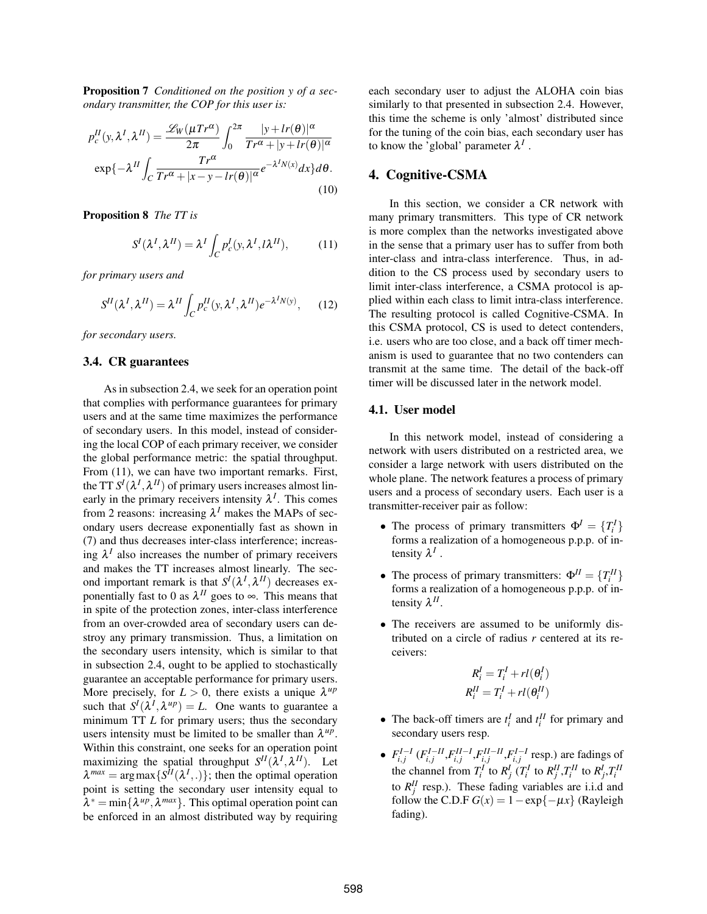**Proposition 7** *Conditioned on the position y of a secondary transmitter, the COP for this user is:*

$$p_c^{II}(y,\lambda^I,\lambda^{II}) = \frac{\mathscr{L}_W(\mu T r^\alpha)}{2\pi} \int_0^{2\pi} \frac{|y+lr(\theta)|^\alpha}{Tr^\alpha + |y+lr(\theta)|^\alpha}$$
$$\exp\{-\lambda^{II} \int_C \frac{Tr^\alpha}{Tr^\alpha + |x-y-lr(\theta)|^\alpha} e^{-\lambda^I N(x)} dx\} d\theta. \tag{10}$$

**Proposition 8** *The TT is*

$$S^I(\lambda^I,\lambda^{II}) = \lambda^I \int_C p_c^I(y,\lambda^I,l\lambda^{II}), \tag{11}$$

*for primary users and*

$$S^{II}(\lambda^I,\lambda^{II}) = \lambda^{II} \int_C p_c^{II}(y,\lambda^I,\lambda^{II}) e^{-\lambda^I N(y)}, \tag{12}$$

*for secondary users.*

### 3.4. CR guarantees

As in subsection 2.4, we seek for an operation point that complies with performance guarantees for primary users and at the same time maximizes the performance of secondary users. In this model, instead of considering the local COP of each primary receiver, we consider the global performance metric: the spatial throughput. From (11), we can have two important remarks. First, the TT $S^I(\lambda^I,\lambda^{II})$ of primary users increases almost linearly in the primary receivers intensity $\lambda^I$. This comes from 2 reasons: increasing $\lambda^I$ makes the MAPs of secondary users decrease exponentially fast as shown in (7) and thus decreases inter-class interference; increasing $\lambda^I$ also increases the number of primary receivers and makes the TT increases almost linearly. The second important remark is that $S^I(\lambda^I,\lambda^{II})$ decreases exponentially fast to 0 as $\lambda^{II}$ goes to $\infty$. This means that in spite of the protection zones, inter-class interference from an over-crowded area of secondary users can destroy any primary transmission. Thus, a limitation on the secondary users intensity, which is similar to that in subsection 2.4, ought to be applied to stochastically guarantee an acceptable performance for primary users. More precisely, for $L > 0$, there exists a unique $\lambda^{up}$ such that $S^I(\lambda^I,\lambda^{up}) = L$. One wants to guarantee a minimum TT $L$ for primary users; thus the secondary users intensity must be limited to be smaller than $\lambda^{up}$. Within this constraint, one seeks for an operation point maximizing the spatial throughput $S^{II}(\lambda^I,\lambda^{II})$. Let $\lambda^{max} = \arg\max\{S^{II}(\lambda^I,.)\}$; then the optimal operation point is setting the secondary user intensity equal to $\lambda^* = \min\{\lambda^{up},\lambda^{max}\}$. This optimal operation point can be enforced in an almost distributed way by requiring each secondary user to adjust the ALOHA coin bias similarly to that presented in subsection 2.4. However, this time the scheme is only 'almost' distributed since for the tuning of the coin bias, each secondary user has to know the 'global' parameter $\lambda^I$.

## 4. Cognitive-CSMA

In this section, we consider a CR network with many primary transmitters. This type of CR network is more complex than the networks investigated above in the sense that a primary user has to suffer from both inter-class and intra-class interference. Thus, in addition to the CS process used by secondary users to limit inter-class interference, a CSMA protocol is applied within each class to limit intra-class interference. The resulting protocol is called Cognitive-CSMA. In this CSMA protocol, CS is used to detect contenders, i.e. users who are too close, and a back off timer mechanism is used to guarantee that no two contenders can transmit at the same time. The detail of the back-off timer will be discussed later in the network model.

### 4.1. User model

In this network model, instead of considering a network with users distributed on a restricted area, we consider a large network with users distributed on the whole plane. The network features a process of primary users and a process of secondary users. Each user is a transmitter-receiver pair as follow:

- The process of primary transmitters $\Phi^I = \{T_i^I\}$ forms a realization of a homogeneous p.p.p. of intensity $\lambda^I$.
- The process of primary transmitters: $\Phi^{II} = \{T_i^{II}\}$ forms a realization of a homogeneous p.p.p. of intensity $\lambda^{II}$.
- The receivers are assumed to be uniformly distributed on a circle of radius $r$ centered at its receivers:

$$R_i^I = T_i^I + rl(\theta_i^I)$$
$$R_i^{II} = T_i^I + rl(\theta_i^{II})$$

- The back-off timers are $t_i^I$ and $t_i^{II}$ for primary and secondary users resp.
- $F_{i,j}^{I-I}$ ($F_{i,j}^{I-II}$,$F_{i,j}^{II-I}$,$F_{i,j}^{II-II}$,$F_{i,j}^{I-I}$ resp.) are fadings of the channel from $T_i^I$ to $R_j^I$ ($T_i^I$ to $R_j^{II}$,$T_i^{II}$ to $R_j^I$,$T_i^{II}$ to $R_j^{II}$ resp.). These fading variables are i.i.d and follow the C.D.F $G(x) = 1 - \exp\{-\mu x\}$ (Rayleigh fading).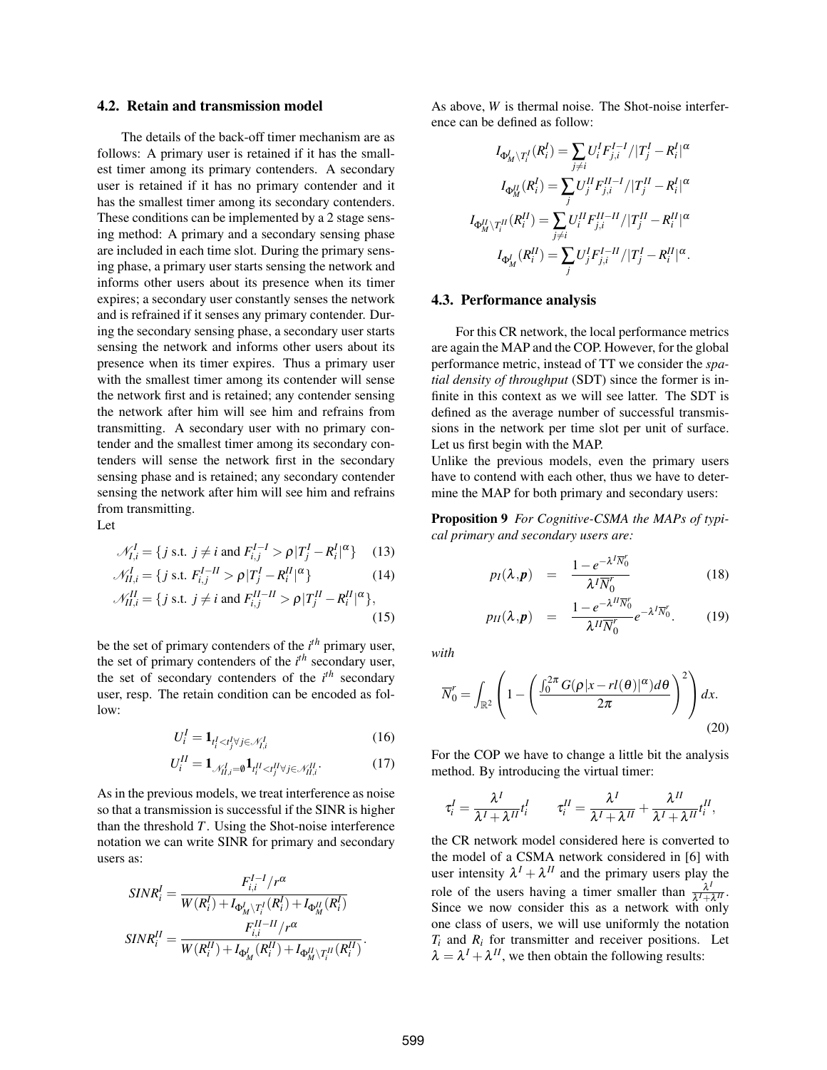### 4.2. Retain and transmission model

The details of the back-off timer mechanism are as follows: A primary user is retained if it has the smallest timer among its primary contenders. A secondary user is retained if it has no primary contender and it has the smallest timer among its secondary contenders. These conditions can be implemented by a 2 stage sensing method: A primary and a secondary sensing phase are included in each time slot. During the primary sensing phase, a primary user starts sensing the network and informs other users about its presence when its timer expires; a secondary user constantly senses the network and is refrained if it senses any primary contender. During the secondary sensing phase, a secondary user starts sensing the network and informs other users about its presence when its timer expires. Thus a primary user with the smallest timer among its contender will sense the network first and is retained; any contender sensing the network after him will see him and refrains from transmitting. A secondary user with no primary contender and the smallest timer among its secondary contenders will sense the network first in the secondary sensing phase and is retained; any secondary contender sensing the network after him will see him and refrains from transmitting.

Let

$$\mathcal{N}^I_{I,i} = \{j \text{ s.t. } j \neq i \text{ and } F^{I-I}_{i,j} > \rho |T^I_j - R^I_i|^\alpha\} \quad (13)$$

$$\mathcal{N}^I_{II,i} = \{j \text{ s.t. } F^{I-II}_{i,j} > \rho |T^I_j - R^{II}_i|^\alpha\} \quad (14)$$

$$\mathcal{N}^{II}_{II,i} = \{j \text{ s.t. } j \neq i \text{ and } F^{II-II}_{i,j} > \rho |T^{II}_j - R^{II}_i|^\alpha\}, \quad (15)$$

be the set of primary contenders of the $i^{th}$ primary user, the set of primary contenders of the $i^{th}$ secondary user, the set of secondary contenders of the $i^{th}$ secondary user, resp. The retain condition can be encoded as follow:

$$U^I_i = \mathbf{1}_{t^I_i < t^I_j \forall j \in \mathcal{N}^I_{I,i}} \quad (16)$$

$$U^{II}_i = \mathbf{1}_{\mathcal{N}^I_{II,i} = \emptyset} \mathbf{1}_{t^{II}_i < t^{II}_j \forall j \in \mathcal{N}^{II}_{II,i}}. \quad (17)$$

As in the previous models, we treat interference as noise so that a transmission is successful if the SINR is higher than the threshold $T$. Using the Shot-noise interference notation we can write SINR for primary and secondary users as:

$$SINR^I_i = \frac{F^{I-I}_{i,i}/r^\alpha}{W(R^I_i) + I_{\Phi^I_M \setminus T^I_i}(R^I_i) + I_{\Phi^{II}_M}(R^I_i)}$$

$$SINR^{II}_i = \frac{F^{II-II}_{i,i}/r^\alpha}{W(R^{II}_i) + I_{\Phi^I_M}(R^{II}_i) + I_{\Phi^{II}_M \setminus T^{II}_i}(R^{II}_i)}.$$

As above, $W$ is thermal noise. The Shot-noise interference can be defined as follow:

$$I_{\Phi^I_M \setminus T^I_i}(R^I_i) = \sum_{j \neq i} U^I_i F^{I-I}_{j,i} / |T^I_j - R^I_i|^\alpha$$

$$I_{\Phi^{II}_M}(R^I_i) = \sum_j U^{II}_j F^{II-I}_{j,i} / |T^{II}_j - R^I_i|^\alpha$$

$$I_{\Phi^{II}_M \setminus T^{II}_i}(R^{II}_i) = \sum_{j \neq i} U^{II}_i F^{II-II}_{j,i} / |T^{II}_j - R^{II}_i|^\alpha$$

$$I_{\Phi^I_M}(R^{II}_i) = \sum_j U^I_j F^{I-II}_{j,i} / |T^I_j - R^{II}_i|^\alpha.$$

### 4.3. Performance analysis

For this CR network, the local performance metrics are again the MAP and the COP. However, for the global performance metric, instead of TT we consider the *spatial density of throughput* (SDT) since the former is infinite in this context as we will see latter. The SDT is defined as the average number of successful transmissions in the network per time slot per unit of surface. Let us first begin with the MAP.

Unlike the previous models, even the primary users have to contend with each other, thus we have to determine the MAP for both primary and secondary users:

**Proposition 9** *For Cognitive-CSMA the MAPs of typical primary and secondary users are:*

$$p_I(\lambda, \boldsymbol{p}) = \frac{1 - e^{-\lambda^I \overline{N}^r_0}}{\lambda^I \overline{N}^r_0} \quad (18)$$

$$p_{II}(\lambda, \boldsymbol{p}) = \frac{1 - e^{-\lambda^{II} \overline{N}^r_0}}{\lambda^{II} \overline{N}^r_0} e^{-\lambda^I \overline{N}^r_0}. \quad (19)$$

*with*

$$\overline{N}^r_0 = \int_{\mathbb{R}^2} \left( 1 - \left( \frac{\int_0^{2\pi} G(\rho |x - rl(\theta)|^\alpha) d\theta}{2\pi} \right)^2 \right) dx. \quad (20)$$

For the COP we have to change a little bit the analysis method. By introducing the virtual timer:

$$\tau^I_i = \frac{\lambda^I}{\lambda^I + \lambda^{II}} t^I_i \qquad \tau^{II}_i = \frac{\lambda^I}{\lambda^I + \lambda^{II}} + \frac{\lambda^{II}}{\lambda^I + \lambda^{II}} t^{II}_i,$$

the CR network model considered here is converted to the model of a CSMA network considered in [6] with user intensity $\lambda^I + \lambda^{II}$ and the primary users play the role of the users having a timer smaller than $\frac{\lambda^I}{\lambda^I + \lambda^{II}}$. Since we now consider this as a network with only one class of users, we will use uniformly the notation $T_i$ and $R_i$ for transmitter and receiver positions. Let $\lambda = \lambda^I + \lambda^{II}$, we then obtain the following results: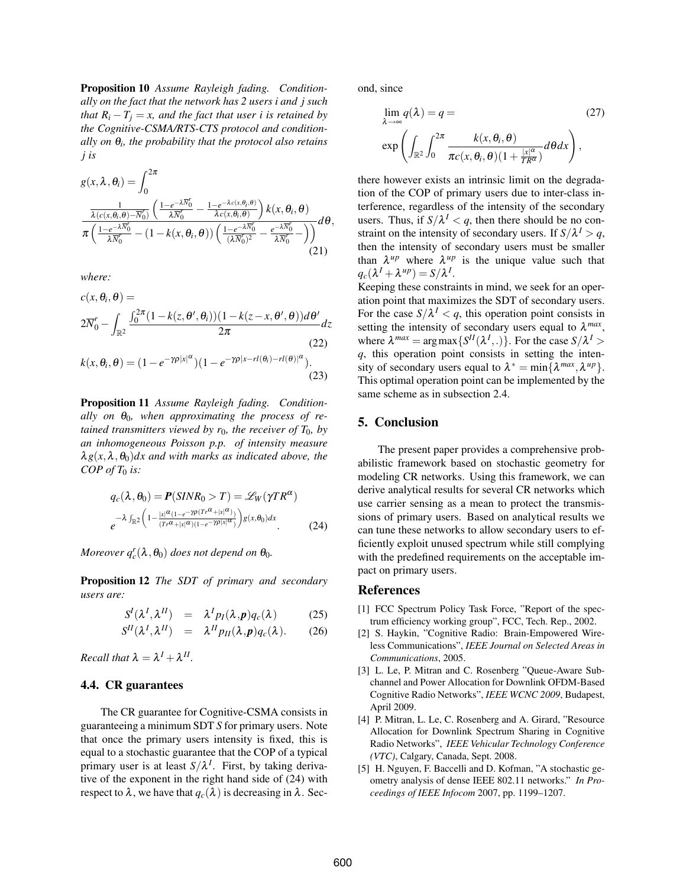**Proposition 10** *Assume Rayleigh fading. Conditionally on the fact that the network has 2 users i and j such that $R_i - T_j = x$, and the fact that user i is retained by the Cognitive-CSMA/RTS-CTS protocol and conditionally on $\theta_i$, the probability that the protocol also retains j is*

$$g(x,\lambda,\theta_i) = \int_0^{2\pi} \frac{\frac{1}{\lambda(c(x,\theta_i,\theta)-\overline{N}_0^r)}\left(\frac{1-e^{-\lambda\overline{N}_0^r}}{\lambda\overline{N}_0^r} - \frac{1-e^{-\lambda c(x,\theta_i,\theta)}}{\lambda c(x,\theta_i,\theta)}\right)k(x,\theta_i,\theta)}{\pi\left(\frac{1-e^{-\lambda\overline{N}_0^r}}{\lambda\overline{N}_0^r} - (1-k(x,\theta_i,\theta))\left(\frac{1-e^{-\lambda\overline{N}_0^r}}{(\lambda\overline{N}_0^r)^2} - \frac{e^{-\lambda\overline{N}_0^r}}{\lambda\overline{N}_0^r}\right)\right)} d\theta, \tag{21}$$

*where:*

$$c(x,\theta_i,\theta) = 2\overline{N}_0^r - \int_{\mathbb{R}^2} \frac{\int_0^{2\pi}(1-k(z,\theta',\theta_i))(1-k(z-x,\theta',\theta))d\theta'}{2\pi} dz \tag{22}$$

$$k(x,\theta_i,\theta) = (1-e^{-\gamma\rho|x|^\alpha})(1-e^{-\gamma\rho|x-rl(\theta_i)-rl(\theta)|^\alpha}). \tag{23}$$

**Proposition 11** *Assume Rayleigh fading. Conditionally on $\theta_0$, when approximating the process of retained transmitters viewed by $r_0$, the receiver of $T_0$, by an inhomogeneous Poisson p.p. of intensity measure $\lambda g(x,\lambda,\theta_0)dx$ and with marks as indicated above, the COP of $T_0$ is:*

$$q_c(\lambda,\theta_0) = \boldsymbol{P}(SINR_0 > T) = \mathscr{L}_W(\gamma T R^\alpha) \, e^{-\lambda\int_{\mathbb{R}^2}\left(1-\frac{|x|^\alpha(1-e^{-\gamma\rho(Tr^\alpha+|x|^\alpha)})}{(Tr^\alpha+|x|^\alpha)(1-e^{-\gamma\rho|x|^\alpha})}\right)g(x,\theta_0)dx}. \tag{24}$$

*Moreover $q_c^r(\lambda,\theta_0)$ does not depend on $\theta_0$.*

**Proposition 12** *The SDT of primary and secondary users are:*

$$S^I(\lambda^I,\lambda^{II}) = \lambda^I p_I(\lambda,\boldsymbol{p})q_c(\lambda) \tag{25}$$

$$S^{II}(\lambda^I,\lambda^{II}) = \lambda^{II} p_{II}(\lambda,\boldsymbol{p})q_c(\lambda). \tag{26}$$

*Recall that $\lambda = \lambda^I + \lambda^{II}$.*

### 4.4. CR guarantees

The CR guarantee for Cognitive-CSMA consists in guaranteeing a minimum SDT $S$ for primary users. Note that once the primary users intensity is fixed, this is equal to a stochastic guarantee that the COP of a typical primary user is at least $S/\lambda^I$. First, by taking derivative of the exponent in the right hand side of (24) with respect to $\lambda$, we have that $q_c(\lambda)$ is decreasing in $\lambda$. Second, since

$$\lim_{\lambda\to\infty} q(\lambda) = q = \exp\left(\int_{\mathbb{R}^2}\int_0^{2\pi} \frac{k(x,\theta_i,\theta)}{\pi c(x,\theta_i,\theta)(1+\frac{|x|^\alpha}{TR^\alpha})} d\theta dx\right), \tag{27}$$

there however exists an intrinsic limit on the degradation of the COP of primary users due to inter-class interference, regardless of the intensity of the secondary users. Thus, if $S/\lambda^I < q$, then there should be no constraint on the intensity of secondary users. If $S/\lambda^I > q$, then the intensity of secondary users must be smaller than $\lambda^{up}$ where $\lambda^{up}$ is the unique value such that $q_c(\lambda^I + \lambda^{up}) = S/\lambda^I$.

Keeping these constraints in mind, we seek for an operation point that maximizes the SDT of secondary users. For the case $S/\lambda^I < q$, this operation point consists in setting the intensity of secondary users equal to $\lambda^{max}$, where $\lambda^{max} = \arg\max\{S^{II}(\lambda^I,.)\}$. For the case $S/\lambda^I > q$, this operation point consists in setting the intensity of secondary users equal to $\lambda^* = \min\{\lambda^{max},\lambda^{up}\}$. This optimal operation point can be implemented by the same scheme as in subsection 2.4.

## 5. Conclusion

The present paper provides a comprehensive probabilistic framework based on stochastic geometry for modeling CR networks. Using this framework, we can derive analytical results for several CR networks which use carrier sensing as a mean to protect the transmissions of primary users. Based on analytical results we can tune these networks to allow secondary users to efficiently exploit unused spectrum while still complying with the predefined requirements on the acceptable impact on primary users.

## References

[1] FCC Spectrum Policy Task Force, "Report of the spectrum efficiency working group", FCC, Tech. Rep., 2002.

[2] S. Haykin, "Cognitive Radio: Brain-Empowered Wireless Communications", *IEEE Journal on Selected Areas in Communications*, 2005.

[3] L. Le, P. Mitran and C. Rosenberg "Queue-Aware Subchannel and Power Allocation for Downlink OFDM-Based Cognitive Radio Networks", *IEEE WCNC 2009*, Budapest, April 2009.

[4] P. Mitran, L. Le, C. Rosenberg and A. Girard, "Resource Allocation for Downlink Spectrum Sharing in Cognitive Radio Networks", *IEEE Vehicular Technology Conference (VTC)*, Calgary, Canada, Sept. 2008.

[5] H. Nguyen, F. Baccelli and D. Kofman, "A stochastic geometry analysis of dense IEEE 802.11 networks." *In Proceedings of IEEE Infocom* 2007, pp. 1199–1207.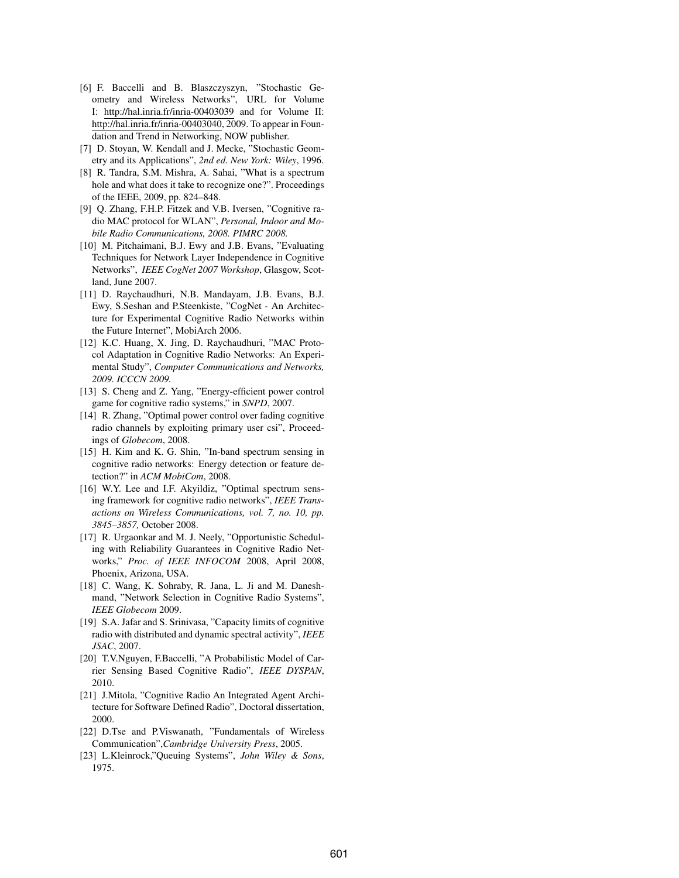[6] F. Baccelli and B. Blaszczyszyn, "Stochastic Geometry and Wireless Networks", URL for Volume I: http://hal.inria.fr/inria-00403039 and for Volume II: http://hal.inria.fr/inria-00403040, 2009. To appear in Foundation and Trend in Networking, NOW publisher.

[7] D. Stoyan, W. Kendall and J. Mecke, "Stochastic Geometry and its Applications", *2nd ed. New York: Wiley*, 1996.

[8] R. Tandra, S.M. Mishra, A. Sahai, "What is a spectrum hole and what does it take to recognize one?". Proceedings of the IEEE, 2009, pp. 824–848.

[9] Q. Zhang, F.H.P. Fitzek and V.B. Iversen, "Cognitive radio MAC protocol for WLAN", *Personal, Indoor and Mobile Radio Communications, 2008. PIMRC 2008.*

[10] M. Pitchaimani, B.J. Ewy and J.B. Evans, "Evaluating Techniques for Network Layer Independence in Cognitive Networks", *IEEE CogNet 2007 Workshop*, Glasgow, Scotland, June 2007.

[11] D. Raychaudhuri, N.B. Mandayam, J.B. Evans, B.J. Ewy, S.Seshan and P.Steenkiste, "CogNet - An Architecture for Experimental Cognitive Radio Networks within the Future Internet", MobiArch 2006.

[12] K.C. Huang, X. Jing, D. Raychaudhuri, "MAC Protocol Adaptation in Cognitive Radio Networks: An Experimental Study", *Computer Communications and Networks, 2009. ICCCN 2009.*

[13] S. Cheng and Z. Yang, "Energy-efficient power control game for cognitive radio systems," in *SNPD*, 2007.

[14] R. Zhang, "Optimal power control over fading cognitive radio channels by exploiting primary user csi", Proceedings of *Globecom*, 2008.

[15] H. Kim and K. G. Shin, "In-band spectrum sensing in cognitive radio networks: Energy detection or feature detection?" in *ACM MobiCom*, 2008.

[16] W.Y. Lee and I.F. Akyildiz, "Optimal spectrum sensing framework for cognitive radio networks", *IEEE Transactions on Wireless Communications, vol. 7, no. 10, pp. 3845–3857,* October 2008.

[17] R. Urgaonkar and M. J. Neely, "Opportunistic Scheduling with Reliability Guarantees in Cognitive Radio Networks," *Proc. of IEEE INFOCOM* 2008, April 2008, Phoenix, Arizona, USA.

[18] C. Wang, K. Sohraby, R. Jana, L. Ji and M. Daneshmand, "Network Selection in Cognitive Radio Systems", *IEEE Globecom* 2009.

[19] S.A. Jafar and S. Srinivasa, "Capacity limits of cognitive radio with distributed and dynamic spectral activity", *IEEE JSAC*, 2007.

[20] T.V.Nguyen, F.Baccelli, "A Probabilistic Model of Carrier Sensing Based Cognitive Radio", *IEEE DYSPAN*, 2010.

[21] J.Mitola, "Cognitive Radio An Integrated Agent Architecture for Software Defined Radio", Doctoral dissertation, 2000.

[22] D.Tse and P.Viswanath, "Fundamentals of Wireless Communication",*Cambridge University Press*, 2005.

[23] L.Kleinrock,"Queuing Systems", *John Wiley & Sons*, 1975.